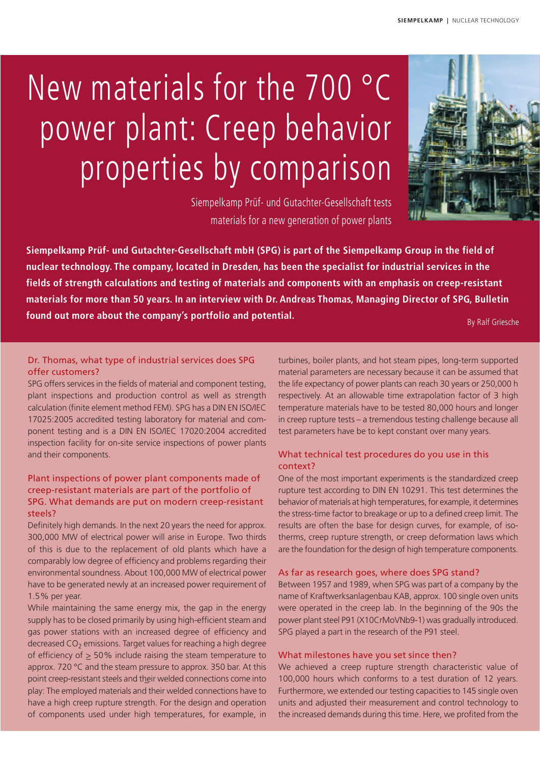# New materials for the 700 °C power plant: Creep behavior properties by comparison

Siempelkamp Prüf- und Gutachter-Gesellschaft tests materials for a new generation of power plants

**Siempelkamp Prüf- und Gutachter-Gesellschaft mbH (SPG) is part of the Siempelkamp Group in the field of nuclear technology. The company, located in Dresden, has been the specialist for industrial services in the fields of strength calculations and testing of materials and components with an emphasis on creep-resistant materials for more than 50 years. In an interview with Dr. Andreas Thomas, Managing Director of SPG, Bulletin found out more about the company's portfolio and potential.**

By Ralf Griesche

### Dr. Thomas, what type of industrial services does SPG offer customers?

SPG offers services in the fields of material and component testing, plant inspections and production control as well as strength calculation (finite element method FEM). SPG has a DIN EN ISO/IEC 17025:2005 accredited testing laboratory for material and component testing and is a DIN EN ISO/IEC 17020:2004 accredited inspection facility for on-site service inspections of power plants and their components.

### Plant inspections of power plant components made of creep-resistant materials are part of the portfolio of SPG. What demands are put on modern creep-resistant steels?

Definitely high demands. In the next 20 years the need for approx. 300,000 MW of electrical power will arise in Europe. Two thirds of this is due to the replacement of old plants which have a comparably low degree of efficiency and problems regarding their environmental soundness. About 100,000 MW of electrical power have to be generated newly at an increased power requirement of 1.5% per year.

While maintaining the same energy mix, the gap in the energy supply has to be closed primarily by using high-efficient steam and gas power stations with an increased degree of efficiency and decreased $CO_2$ emissions. Target values for reaching a high degree of efficiency of $\geq$ 50% include raising the steam temperature to approx. 720 °C and the steam pressure to approx. 350 bar. At this point creep-resistant steels and their welded connections come into play: The employed materials and their welded connections have to have a high creep rupture strength. For the design and operation of components used under high temperatures, for example, in turbines, boiler plants, and hot steam pipes, long-term supported material parameters are necessary because it can be assumed that the life expectancy of power plants can reach 30 years or 250,000 h respectively. At an allowable time extrapolation factor of 3 high temperature materials have to be tested 80,000 hours and longer in creep rupture tests – a tremendous testing challenge because all test parameters have be to kept constant over many years.

### What technical test procedures do you use in this context?

One of the most important experiments is the standardized creep rupture test according to DIN EN 10291. This test determines the behavior of materials at high temperatures, for example, it determines the stress-time factor to breakage or up to a defined creep limit. The results are often the base for design curves, for example, of isotherms, creep rupture strength, or creep deformation laws which are the foundation for the design of high temperature components.

### As far as research goes, where does SPG stand?

Between 1957 and 1989, when SPG was part of a company by the name of Kraftwerksanlagenbau KAB, approx. 100 single oven units were operated in the creep lab. In the beginning of the 90s the power plant steel P91 (X10CrMoVNb9-1) was gradually introduced. SPG played a part in the research of the P91 steel.

### What milestones have you set since then?

We achieved a creep rupture strength characteristic value of 100,000 hours which conforms to a test duration of 12 years. Furthermore, we extended our testing capacities to 145 single oven units and adjusted their measurement and control technology to the increased demands during this time. Here, we profited from the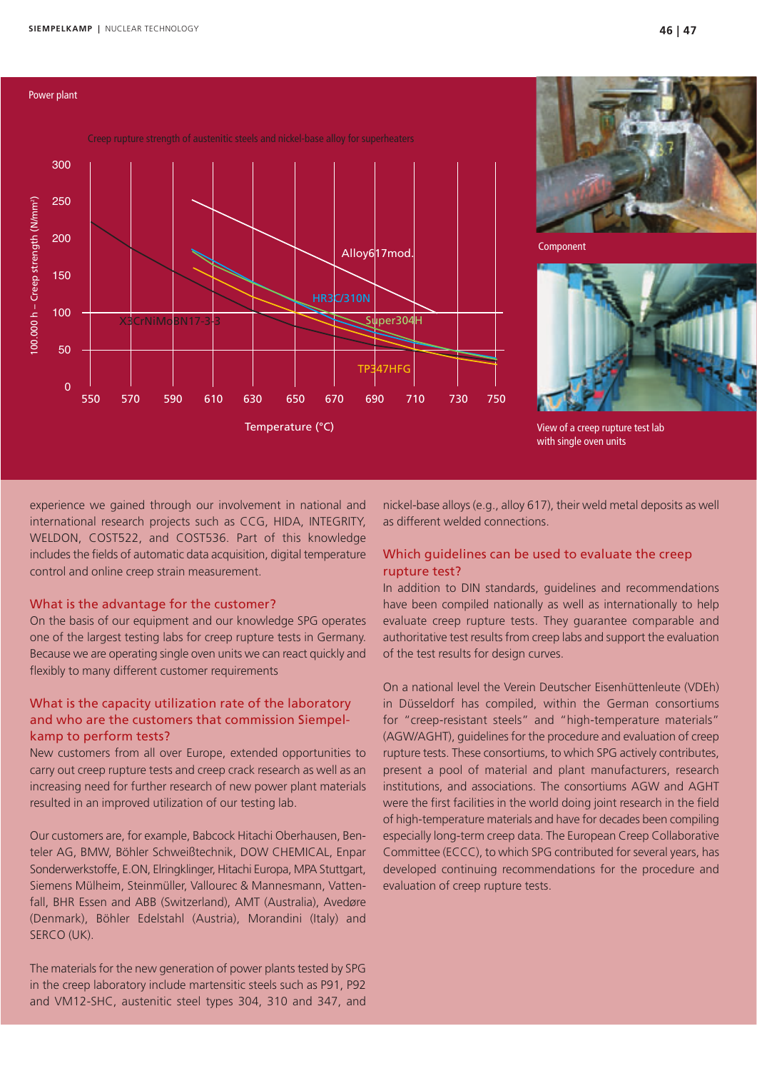Power plant

Creep rupture strength of austenitic steels and nickel-base alloy for superheaters

100.000 h – Creep strength (N/mm²)

300
250
200
150
100
50
0

550 570 590 610 630 650 670 690 710 730 750

Temperature (°C)

Alloy617mod.
HR3C/310N
Super304H
X3CrNiMoBN17-3-3
TP347HFG

Component

View of a creep rupture test lab with single oven units

experience we gained through our involvement in national and international research projects such as CCG, HIDA, INTEGRITY, WELDON, COST522, and COST536. Part of this knowledge includes the fields of automatic data acquisition, digital temperature control and online creep strain measurement.

## What is the advantage for the customer?

On the basis of our equipment and our knowledge SPG operates one of the largest testing labs for creep rupture tests in Germany. Because we are operating single oven units we can react quickly and flexibly to many different customer requirements

## What is the capacity utilization rate of the laboratory and who are the customers that commission Siempelkamp to perform tests?

New customers from all over Europe, extended opportunities to carry out creep rupture tests and creep crack research as well as an increasing need for further research of new power plant materials resulted in an improved utilization of our testing lab.

Our customers are, for example, Babcock Hitachi Oberhausen, Benteler AG, BMW, Böhler Schweißtechnik, DOW CHEMICAL, Enpar Sonderwerkstoffe, E.ON, Elringklinger, Hitachi Europa, MPA Stuttgart, Siemens Mülheim, Steinmüller, Vallourec & Mannesmann, Vattenfall, BHR Essen and ABB (Switzerland), AMT (Australia), Avedøre (Denmark), Böhler Edelstahl (Austria), Morandini (Italy) and SERCO (UK).

The materials for the new generation of power plants tested by SPG in the creep laboratory include martensitic steels such as P91, P92 and VM12-SHC, austenitic steel types 304, 310 and 347, and nickel-base alloys (e.g., alloy 617), their weld metal deposits as well as different welded connections.

## Which guidelines can be used to evaluate the creep rupture test?

In addition to DIN standards, guidelines and recommendations have been compiled nationally as well as internationally to help evaluate creep rupture tests. They guarantee comparable and authoritative test results from creep labs and support the evaluation of the test results for design curves.

On a national level the Verein Deutscher Eisenhüttenleute (VDEh) in Düsseldorf has compiled, within the German consortiums for "creep-resistant steels" and "high-temperature materials" (AGW/AGHT), guidelines for the procedure and evaluation of creep rupture tests. These consortiums, to which SPG actively contributes, present a pool of material and plant manufacturers, research institutions, and associations. The consortiums AGW and AGHT were the first facilities in the world doing joint research in the field of high-temperature materials and have for decades been compiling especially long-term creep data. The European Creep Collaborative Committee (ECCC), to which SPG contributed for several years, has developed continuing recommendations for the procedure and evaluation of creep rupture tests.